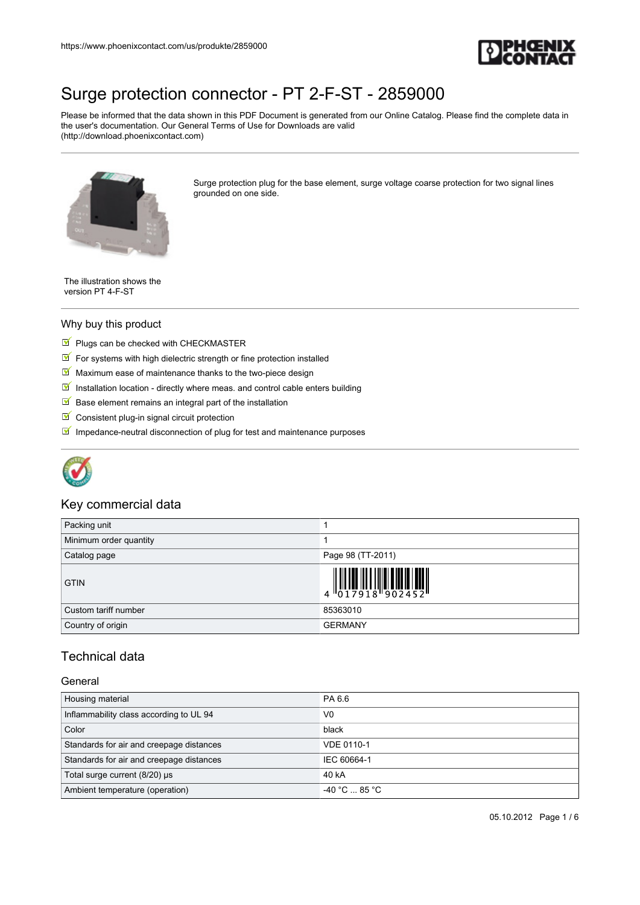# Surge protection connector - PT 2-F-ST - 2859000

Please be informed that the data shown in this PDF Document is generated from our Online Catalog. Please find the complete data in the user's documentation. Our General Terms of Use for Downloads are valid (http://download.phoenixcontact.com)

Surge protection plug for the base element, surge voltage coarse protection for two signal lines grounded on one side.

The illustration shows the version PT 4-F-ST

## Why buy this product

- Plugs can be checked with CHECKMASTER
- For systems with high dielectric strength or fine protection installed
- Maximum ease of maintenance thanks to the two-piece design
- Installation location - directly where meas. and control cable enters building
- Base element remains an integral part of the installation
- Consistent plug-in signal circuit protection
- Impedance-neutral disconnection of plug for test and maintenance purposes

## Key commercial data

| | |
|---|---|
| Packing unit | 1 |
| Minimum order quantity | 1 |
| Catalog page | Page 98 (TT-2011) |
| GTIN | 4 017918 902452 |
| Custom tariff number | 85363010 |
| Country of origin | GERMANY |

## Technical data

### General

| | |
|---|---|
| Housing material | PA 6.6 |
| Inflammability class according to UL 94 | V0 |
| Color | black |
| Standards for air and creepage distances | VDE 0110-1 |
| Standards for air and creepage distances | IEC 60664-1 |
| Total surge current (8/20) µs | 40 kA |
| Ambient temperature (operation) | -40 °C ... 85 °C |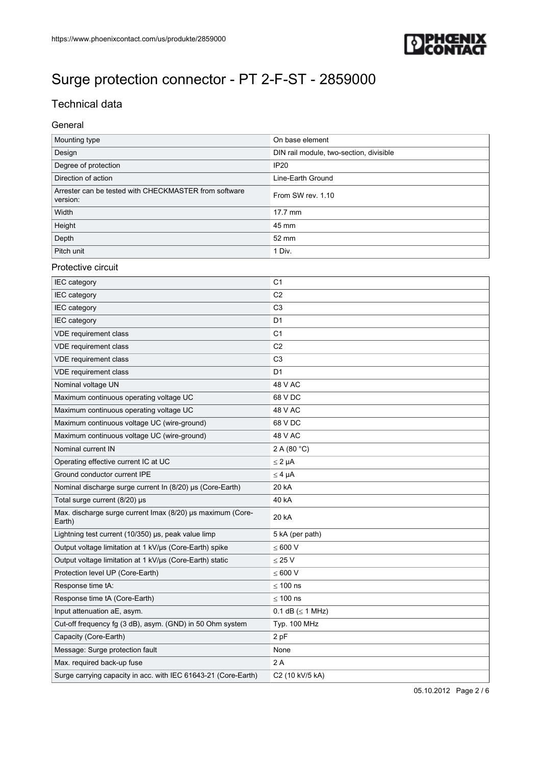# Surge protection connector - PT 2-F-ST - 2859000

## Technical data

### General

| | |
|---|---|
| Mounting type | On base element |
| Design | DIN rail module, two-section, divisible |
| Degree of protection | IP20 |
| Direction of action | Line-Earth Ground |
| Arrester can be tested with CHECKMASTER from software version: | From SW rev. 1.10 |
| Width | 17.7 mm |
| Height | 45 mm |
| Depth | 52 mm |
| Pitch unit | 1 Div. |

### Protective circuit

| | |
|---|---|
| IEC category | C1 |
| IEC category | C2 |
| IEC category | C3 |
| IEC category | D1 |
| VDE requirement class | C1 |
| VDE requirement class | C2 |
| VDE requirement class | C3 |
| VDE requirement class | D1 |
| Nominal voltage UN | 48 V AC |
| Maximum continuous operating voltage UC | 68 V DC |
| Maximum continuous operating voltage UC | 48 V AC |
| Maximum continuous voltage UC (wire-ground) | 68 V DC |
| Maximum continuous voltage UC (wire-ground) | 48 V AC |
| Nominal current IN | 2 A (80 °C) |
| Operating effective current IC at UC | ≤ 2 µA |
| Ground conductor current IPE | ≤ 4 µA |
| Nominal discharge surge current In (8/20) µs (Core-Earth) | 20 kA |
| Total surge current (8/20) µs | 40 kA |
| Max. discharge surge current Imax (8/20) µs maximum (Core-Earth) | 20 kA |
| Lightning test current (10/350) µs, peak value limp | 5 kA (per path) |
| Output voltage limitation at 1 kV/µs (Core-Earth) spike | ≤ 600 V |
| Output voltage limitation at 1 kV/µs (Core-Earth) static | ≤ 25 V |
| Protection level UP (Core-Earth) | ≤ 600 V |
| Response time tA: | ≤ 100 ns |
| Response time tA (Core-Earth) | ≤ 100 ns |
| Input attenuation aE, asym. | 0.1 dB (≤ 1 MHz) |
| Cut-off frequency fg (3 dB), asym. (GND) in 50 Ohm system | Typ. 100 MHz |
| Capacity (Core-Earth) | 2 pF |
| Message: Surge protection fault | None |
| Max. required back-up fuse | 2 A |
| Surge carrying capacity in acc. with IEC 61643-21 (Core-Earth) | C2 (10 kV/5 kA) |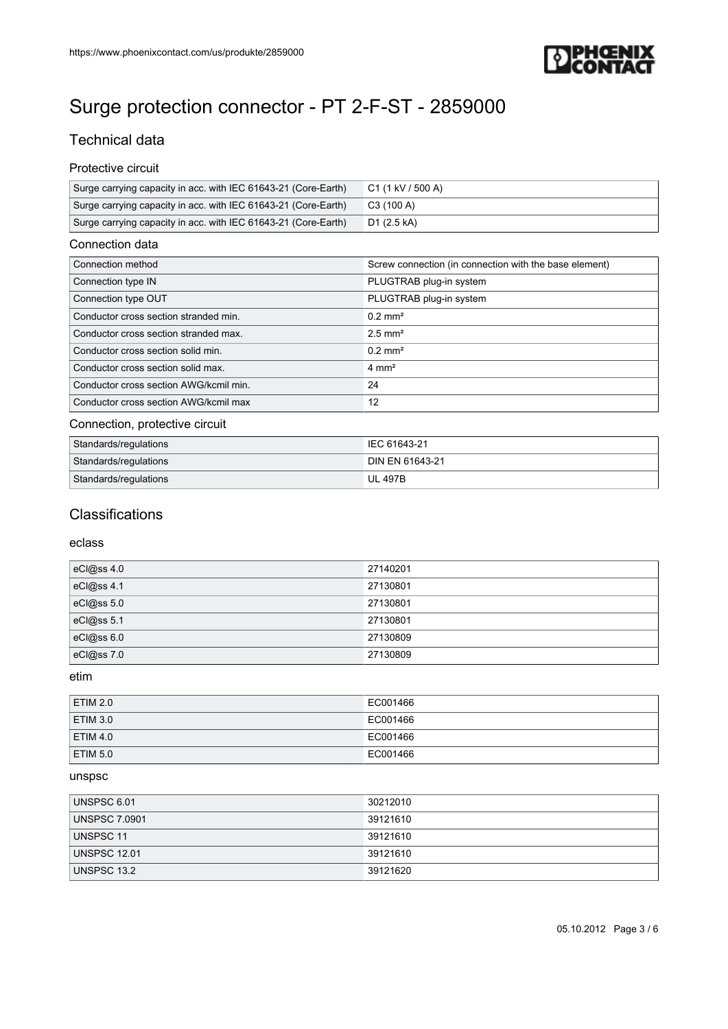# Surge protection connector - PT 2-F-ST - 2859000

## Technical data

### Protective circuit

| | |
|---|---|
| Surge carrying capacity in acc. with IEC 61643-21 (Core-Earth) | C1 (1 kV / 500 A) |
| Surge carrying capacity in acc. with IEC 61643-21 (Core-Earth) | C3 (100 A) |
| Surge carrying capacity in acc. with IEC 61643-21 (Core-Earth) | D1 (2.5 kA) |

### Connection data

| | |
|---|---|
| Connection method | Screw connection (in connection with the base element) |
| Connection type IN | PLUGTRAB plug-in system |
| Connection type OUT | PLUGTRAB plug-in system |
| Conductor cross section stranded min. | 0.2 mm² |
| Conductor cross section stranded max. | 2.5 mm² |
| Conductor cross section solid min. | 0.2 mm² |
| Conductor cross section solid max. | 4 mm² |
| Conductor cross section AWG/kcmil min. | 24 |
| Conductor cross section AWG/kcmil max | 12 |

### Connection, protective circuit

| | |
|---|---|
| Standards/regulations | IEC 61643-21 |
| Standards/regulations | DIN EN 61643-21 |
| Standards/regulations | UL 497B |

## Classifications

### eclass

| | |
|---|---|
| eCl@ss 4.0 | 27140201 |
| eCl@ss 4.1 | 27130801 |
| eCl@ss 5.0 | 27130801 |
| eCl@ss 5.1 | 27130801 |
| eCl@ss 6.0 | 27130809 |
| eCl@ss 7.0 | 27130809 |

### etim

| | |
|---|---|
| ETIM 2.0 | EC001466 |
| ETIM 3.0 | EC001466 |
| ETIM 4.0 | EC001466 |
| ETIM 5.0 | EC001466 |

### unspsc

| | |
|---|---|
| UNSPSC 6.01 | 30212010 |
| UNSPSC 7.0901 | 39121610 |
| UNSPSC 11 | 39121610 |
| UNSPSC 12.01 | 39121610 |
| UNSPSC 13.2 | 39121620 |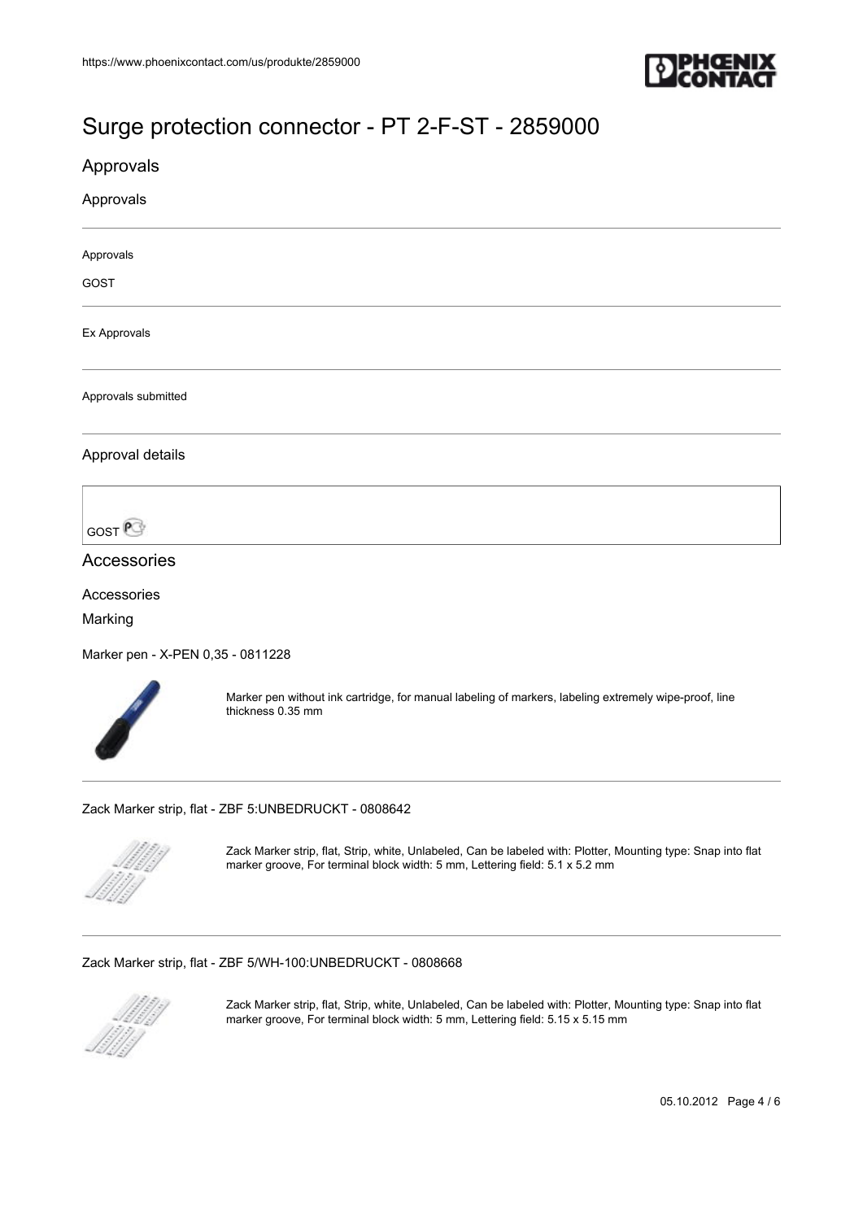# Surge protection connector - PT 2-F-ST - 2859000

## Approvals

### Approvals

Approvals

GOST

Ex Approvals

Approvals submitted

### Approval details

GOST

## Accessories

### Accessories

Marking

Marker pen - X-PEN 0,35 - 0811228

Marker pen without ink cartridge, for manual labeling of markers, labeling extremely wipe-proof, line thickness 0.35 mm

Zack Marker strip, flat - ZBF 5:UNBEDRUCKT - 0808642

Zack Marker strip, flat, Strip, white, Unlabeled, Can be labeled with: Plotter, Mounting type: Snap into flat marker groove, For terminal block width: 5 mm, Lettering field: 5.1 x 5.2 mm

Zack Marker strip, flat - ZBF 5/WH-100:UNBEDRUCKT - 0808668

Zack Marker strip, flat, Strip, white, Unlabeled, Can be labeled with: Plotter, Mounting type: Snap into flat marker groove, For terminal block width: 5 mm, Lettering field: 5.15 x 5.15 mm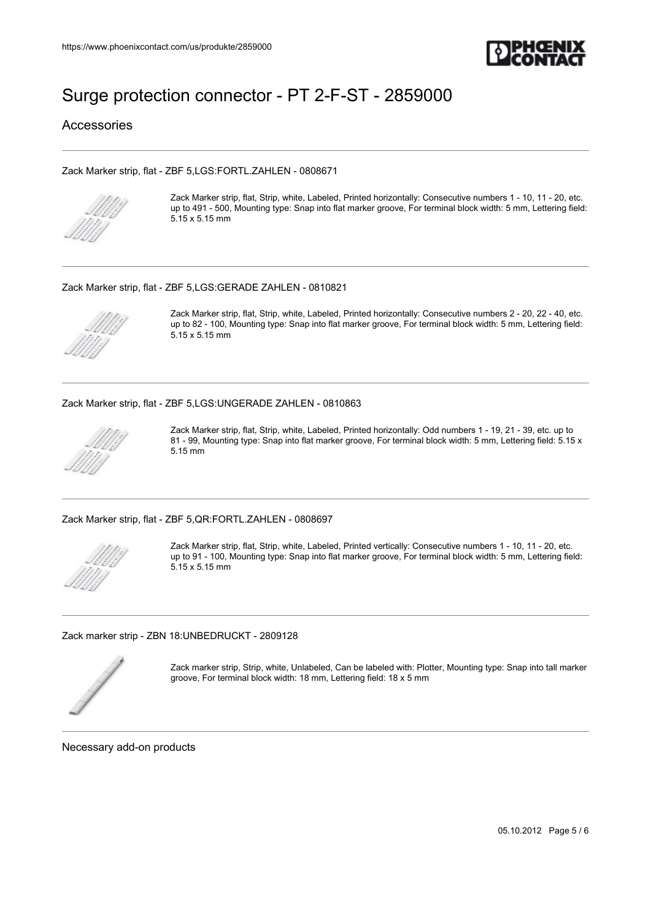# Surge protection connector - PT 2-F-ST - 2859000

## Accessories

### Zack Marker strip, flat - ZBF 5,LGS:FORTL.ZAHLEN - 0808671

Zack Marker strip, flat, Strip, white, Labeled, Printed horizontally: Consecutive numbers 1 - 10, 11 - 20, etc. up to 491 - 500, Mounting type: Snap into flat marker groove, For terminal block width: 5 mm, Lettering field: 5.15 x 5.15 mm

### Zack Marker strip, flat - ZBF 5,LGS:GERADE ZAHLEN - 0810821

Zack Marker strip, flat, Strip, white, Labeled, Printed horizontally: Consecutive numbers 2 - 20, 22 - 40, etc. up to 82 - 100, Mounting type: Snap into flat marker groove, For terminal block width: 5 mm, Lettering field: 5.15 x 5.15 mm

### Zack Marker strip, flat - ZBF 5,LGS:UNGERADE ZAHLEN - 0810863

Zack Marker strip, flat, Strip, white, Labeled, Printed horizontally: Odd numbers 1 - 19, 21 - 39, etc. up to 81 - 99, Mounting type: Snap into flat marker groove, For terminal block width: 5 mm, Lettering field: 5.15 x 5.15 mm

### Zack Marker strip, flat - ZBF 5,QR:FORTL.ZAHLEN - 0808697

Zack Marker strip, flat, Strip, white, Labeled, Printed vertically: Consecutive numbers 1 - 10, 11 - 20, etc. up to 91 - 100, Mounting type: Snap into flat marker groove, For terminal block width: 5 mm, Lettering field: 5.15 x 5.15 mm

### Zack marker strip - ZBN 18:UNBEDRUCKT - 2809128

Zack marker strip, Strip, white, Unlabeled, Can be labeled with: Plotter, Mounting type: Snap into tall marker groove, For terminal block width: 18 mm, Lettering field: 18 x 5 mm

## Necessary add-on products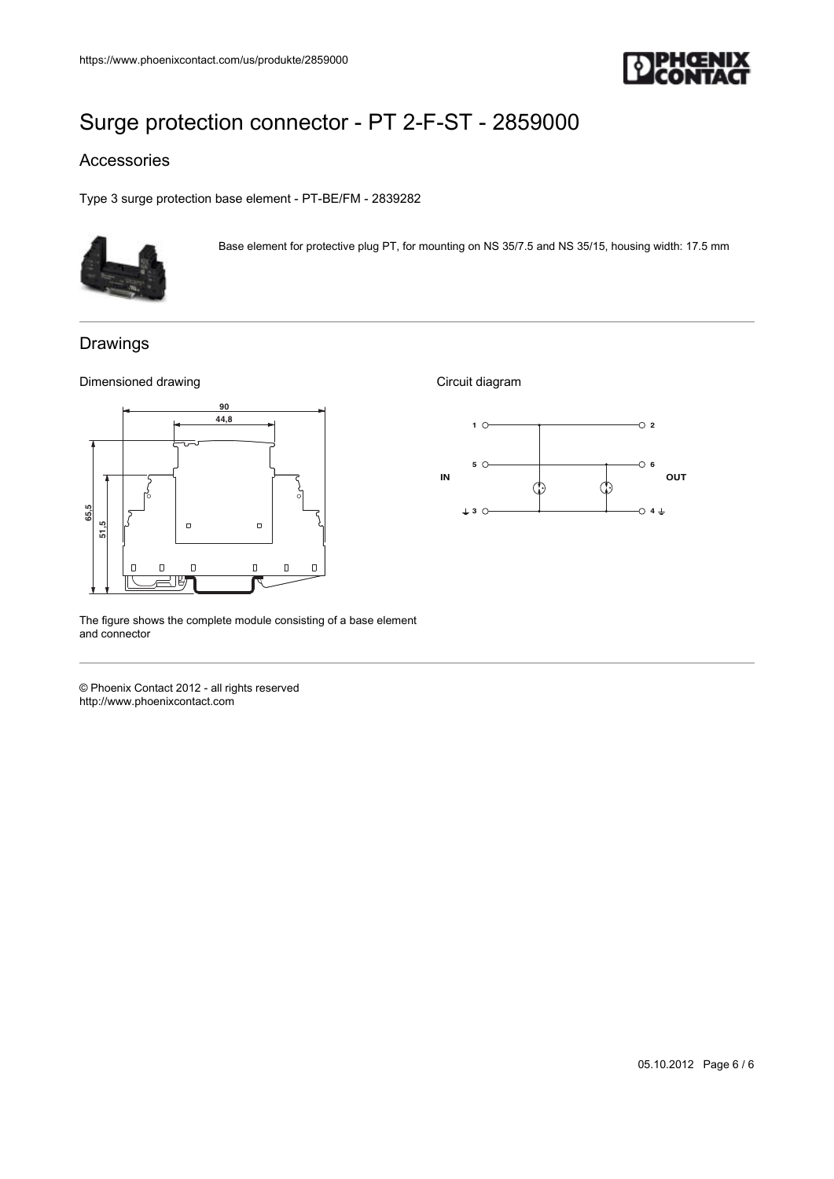# Surge protection connector - PT 2-F-ST - 2859000

## Accessories

Type 3 surge protection base element - PT-BE/FM - 2839282

Base element for protective plug PT, for mounting on NS 35/7.5 and NS 35/15, housing width: 17.5 mm

## Drawings

Dimensioned drawing

90
44,8
65,5
51,5

The figure shows the complete module consisting of a base element and connector

Circuit diagram

1
2
5
6
IN
OUT
3
4

© Phoenix Contact 2012 - all rights reserved
http://www.phoenixcontact.com